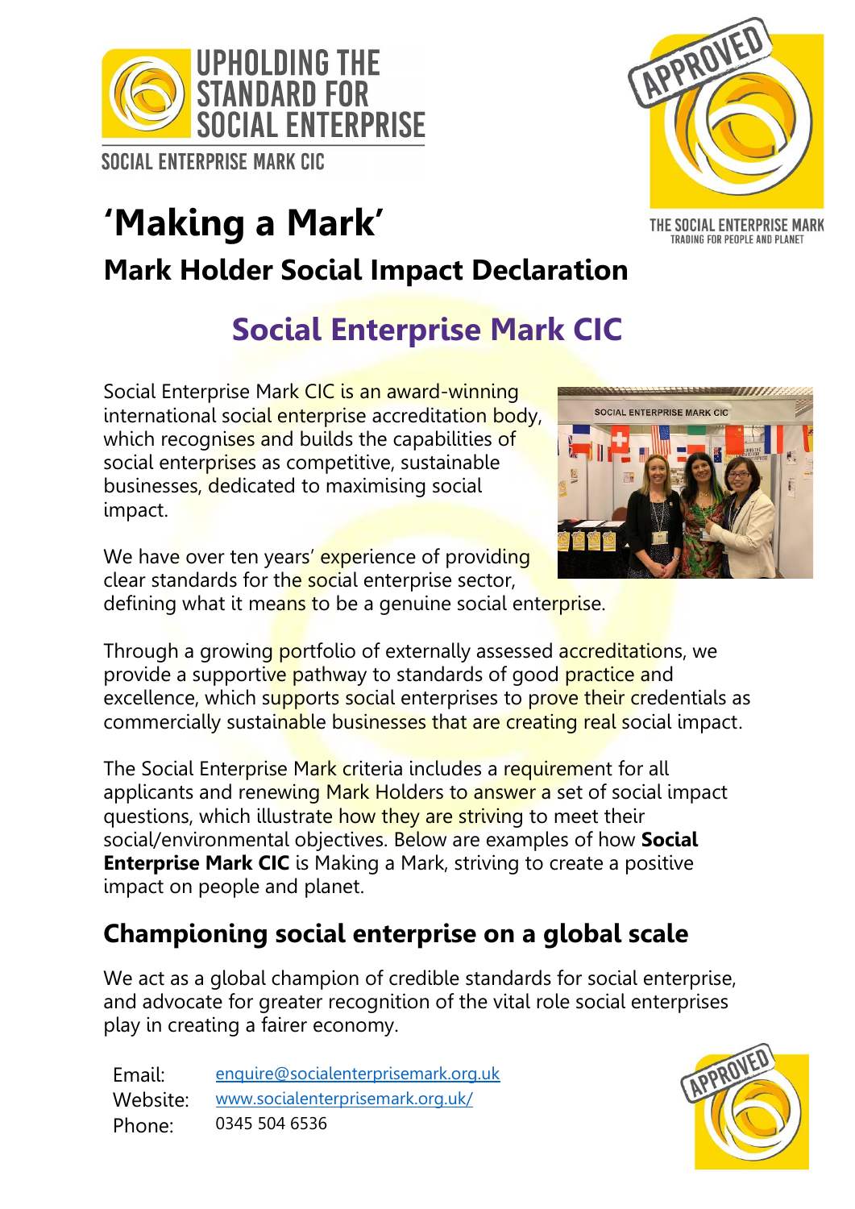UPHOLDING THE STANDARD FOR SOCIAL ENTERPRISE

SOCIAL ENTERPRISE MARK CIC

THE SOCIAL ENTERPRISE MARK
TRADING FOR PEOPLE AND PLANET

# 'Making a Mark'

## Mark Holder Social Impact Declaration

## Social Enterprise Mark CIC

Social Enterprise Mark CIC is an award-winning international social enterprise accreditation body, which recognises and builds the capabilities of social enterprises as competitive, sustainable businesses, dedicated to maximising social impact.

We have over ten years' experience of providing clear standards for the social enterprise sector, defining what it means to be a genuine social enterprise.

Through a growing portfolio of externally assessed accreditations, we provide a supportive pathway to standards of good practice and excellence, which supports social enterprises to prove their credentials as commercially sustainable businesses that are creating real social impact.

The Social Enterprise Mark criteria includes a requirement for all applicants and renewing Mark Holders to answer a set of social impact questions, which illustrate how they are striving to meet their social/environmental objectives. Below are examples of how **Social Enterprise Mark CIC** is Making a Mark, striving to create a positive impact on people and planet.

## Championing social enterprise on a global scale

We act as a global champion of credible standards for social enterprise, and advocate for greater recognition of the vital role social enterprises play in creating a fairer economy.

Email: enquire@socialenterprisemark.org.uk
Website: www.socialenterprisemark.org.uk/
Phone: 0345 504 6536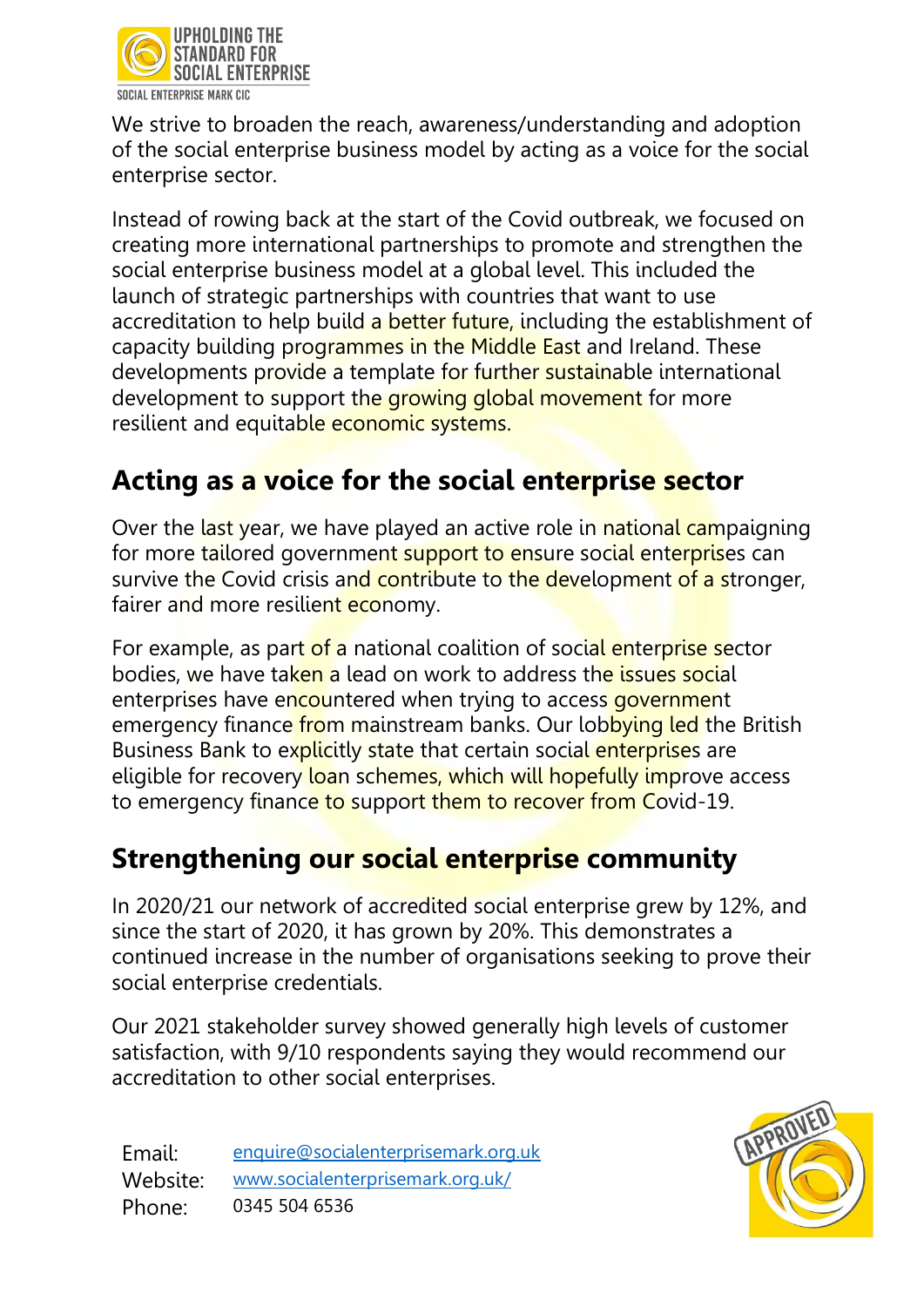We strive to broaden the reach, awareness/understanding and adoption of the social enterprise business model by acting as a voice for the social enterprise sector.

Instead of rowing back at the start of the Covid outbreak, we focused on creating more international partnerships to promote and strengthen the social enterprise business model at a global level. This included the launch of strategic partnerships with countries that want to use accreditation to help build a better future, including the establishment of capacity building programmes in the Middle East and Ireland. These developments provide a template for further sustainable international development to support the growing global movement for more resilient and equitable economic systems.

## Acting as a voice for the social enterprise sector

Over the last year, we have played an active role in national campaigning for more tailored government support to ensure social enterprises can survive the Covid crisis and contribute to the development of a stronger, fairer and more resilient economy.

For example, as part of a national coalition of social enterprise sector bodies, we have taken a lead on work to address the issues social enterprises have encountered when trying to access government emergency finance from mainstream banks. Our lobbying led the British Business Bank to explicitly state that certain social enterprises are eligible for recovery loan schemes, which will hopefully improve access to emergency finance to support them to recover from Covid-19.

## Strengthening our social enterprise community

In 2020/21 our network of accredited social enterprise grew by 12%, and since the start of 2020, it has grown by 20%. This demonstrates a continued increase in the number of organisations seeking to prove their social enterprise credentials.

Our 2021 stakeholder survey showed generally high levels of customer satisfaction, with 9/10 respondents saying they would recommend our accreditation to other social enterprises.

Email: enquire@socialenterprisemark.org.uk
Website: www.socialenterprisemark.org.uk/
Phone: 0345 504 6536